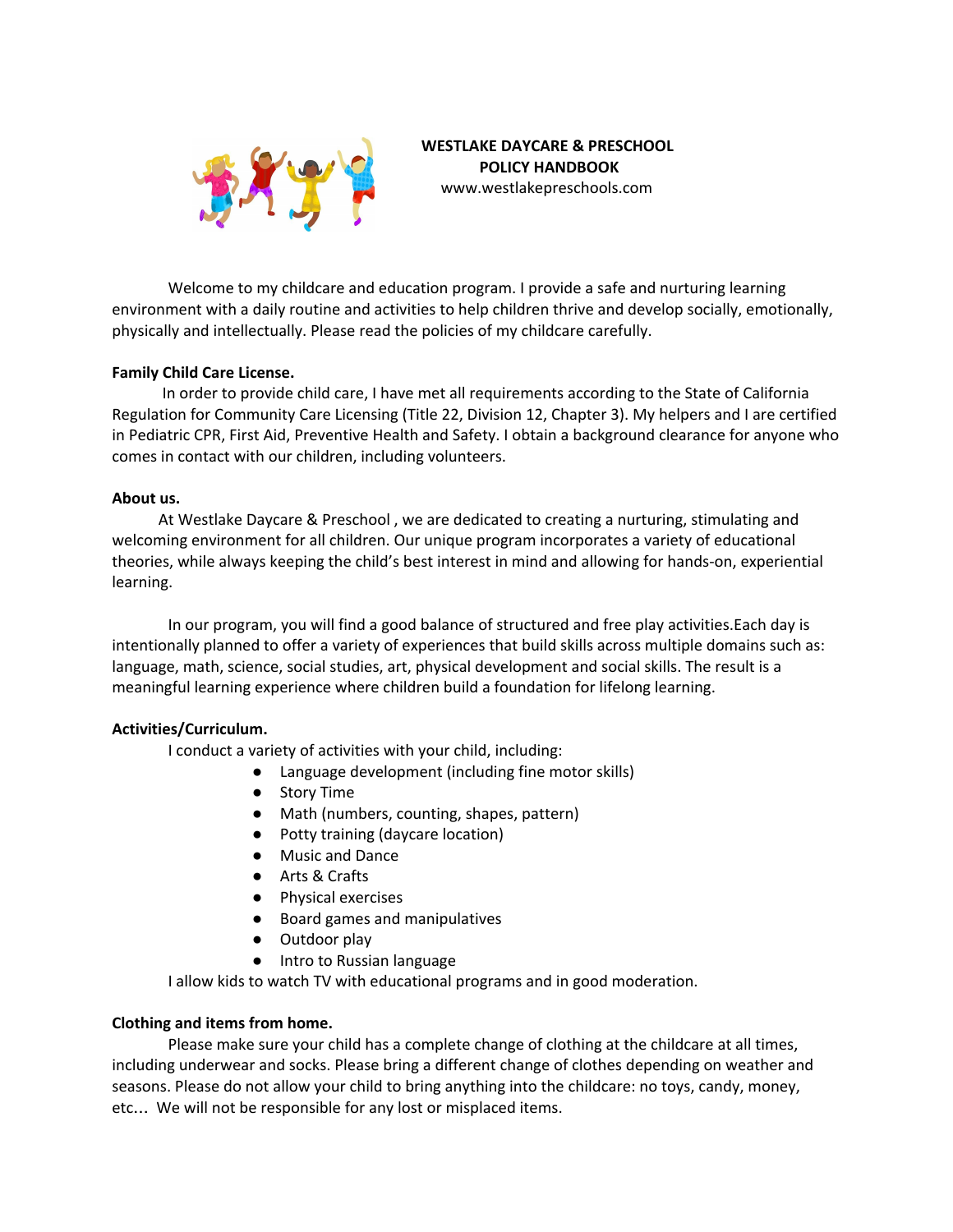**WESTLAKE DAYCARE & PRESCHOOL**
**POLICY HANDBOOK**
www.westlakepreschools.com

Welcome to my childcare and education program. I provide a safe and nurturing learning environment with a daily routine and activities to help children thrive and develop socially, emotionally, physically and intellectually. Please read the policies of my childcare carefully.

**Family Child Care License.**

In order to provide child care, I have met all requirements according to the State of California Regulation for Community Care Licensing (Title 22, Division 12, Chapter 3). My helpers and I are certified in Pediatric CPR, First Aid, Preventive Health and Safety. I obtain a background clearance for anyone who comes in contact with our children, including volunteers.

**About us.**

At Westlake Daycare & Preschool , we are dedicated to creating a nurturing, stimulating and welcoming environment for all children. Our unique program incorporates a variety of educational theories, while always keeping the child's best interest in mind and allowing for hands-on, experiential learning.

In our program, you will find a good balance of structured and free play activities.Each day is intentionally planned to offer a variety of experiences that build skills across multiple domains such as: language, math, science, social studies, art, physical development and social skills. The result is a meaningful learning experience where children build a foundation for lifelong learning.

**Activities/Curriculum.**

I conduct a variety of activities with your child, including:

- Language development (including fine motor skills)
- Story Time
- Math (numbers, counting, shapes, pattern)
- Potty training (daycare location)
- Music and Dance
- Arts & Crafts
- Physical exercises
- Board games and manipulatives
- Outdoor play
- Intro to Russian language

I allow kids to watch TV with educational programs and in good moderation.

**Clothing and items from home.**

Please make sure your child has a complete change of clothing at the childcare at all times, including underwear and socks. Please bring a different change of clothes depending on weather and seasons. Please do not allow your child to bring anything into the childcare: no toys, candy, money, etc… We will not be responsible for any lost or misplaced items.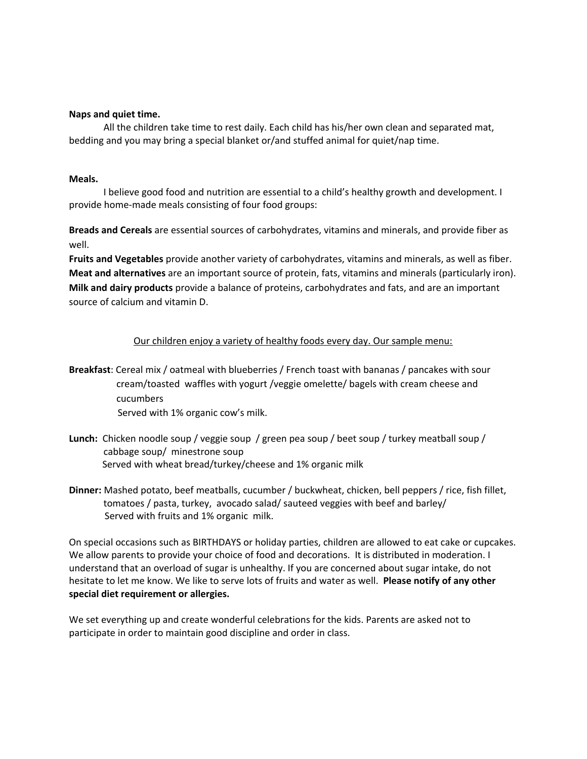**Naps and quiet time.**

All the children take time to rest daily. Each child has his/her own clean and separated mat, bedding and you may bring a special blanket or/and stuffed animal for quiet/nap time.

**Meals.**

I believe good food and nutrition are essential to a child's healthy growth and development. I provide home-made meals consisting of four food groups:

**Breads and Cereals** are essential sources of carbohydrates, vitamins and minerals, and provide fiber as well.
**Fruits and Vegetables** provide another variety of carbohydrates, vitamins and minerals, as well as fiber.
**Meat and alternatives** are an important source of protein, fats, vitamins and minerals (particularly iron).
**Milk and dairy products** provide a balance of proteins, carbohydrates and fats, and are an important source of calcium and vitamin D.

<u>Our children enjoy a variety of healthy foods every day. Our sample menu:</u>

**Breakfast**: Cereal mix / oatmeal with blueberries / French toast with bananas / pancakes with sour cream/toasted waffles with yogurt /veggie omelette/ bagels with cream cheese and cucumbers
Served with 1% organic cow's milk.

**Lunch:** Chicken noodle soup / veggie soup / green pea soup / beet soup / turkey meatball soup / cabbage soup/ minestrone soup
Served with wheat bread/turkey/cheese and 1% organic milk

**Dinner:** Mashed potato, beef meatballs, cucumber / buckwheat, chicken, bell peppers / rice, fish fillet, tomatoes / pasta, turkey, avocado salad/ sauteed veggies with beef and barley/
Served with fruits and 1% organic milk.

On special occasions such as BIRTHDAYS or holiday parties, children are allowed to eat cake or cupcakes. We allow parents to provide your choice of food and decorations. It is distributed in moderation. I understand that an overload of sugar is unhealthy. If you are concerned about sugar intake, do not hesitate to let me know. We like to serve lots of fruits and water as well. **Please notify of any other special diet requirement or allergies.**

We set everything up and create wonderful celebrations for the kids. Parents are asked not to participate in order to maintain good discipline and order in class.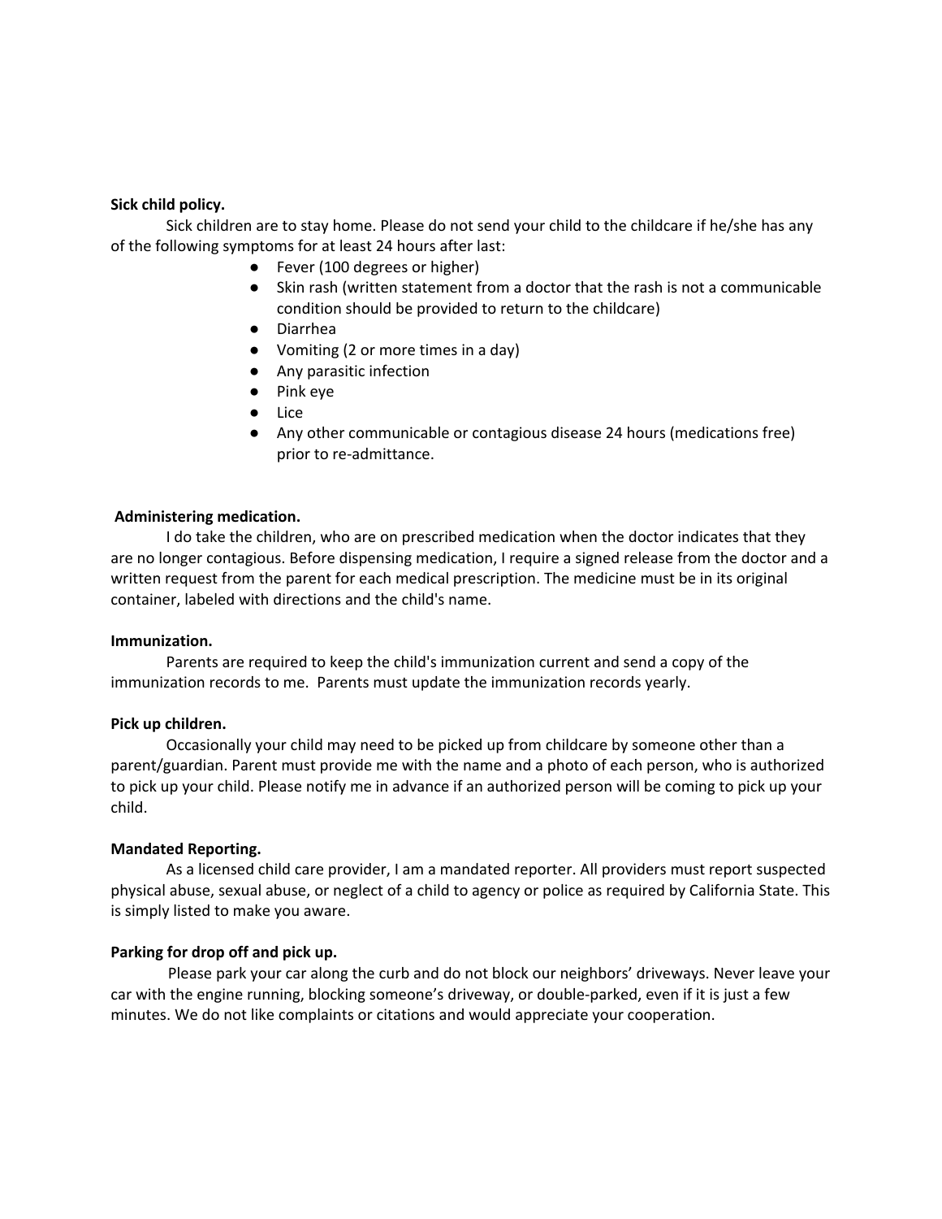**Sick child policy.**

Sick children are to stay home. Please do not send your child to the childcare if he/she has any of the following symptoms for at least 24 hours after last:

- Fever (100 degrees or higher)
- Skin rash (written statement from a doctor that the rash is not a communicable condition should be provided to return to the childcare)
- Diarrhea
- Vomiting (2 or more times in a day)
- Any parasitic infection
- Pink eye
- Lice
- Any other communicable or contagious disease 24 hours (medications free) prior to re-admittance.

**Administering medication.**

I do take the children, who are on prescribed medication when the doctor indicates that they are no longer contagious. Before dispensing medication, I require a signed release from the doctor and a written request from the parent for each medical prescription. The medicine must be in its original container, labeled with directions and the child's name.

**Immunization.**

Parents are required to keep the child's immunization current and send a copy of the immunization records to me. Parents must update the immunization records yearly.

**Pick up children.**

Occasionally your child may need to be picked up from childcare by someone other than a parent/guardian. Parent must provide me with the name and a photo of each person, who is authorized to pick up your child. Please notify me in advance if an authorized person will be coming to pick up your child.

**Mandated Reporting.**

As a licensed child care provider, I am a mandated reporter. All providers must report suspected physical abuse, sexual abuse, or neglect of a child to agency or police as required by California State. This is simply listed to make you aware.

**Parking for drop off and pick up.**

Please park your car along the curb and do not block our neighbors' driveways. Never leave your car with the engine running, blocking someone's driveway, or double-parked, even if it is just a few minutes. We do not like complaints or citations and would appreciate your cooperation.